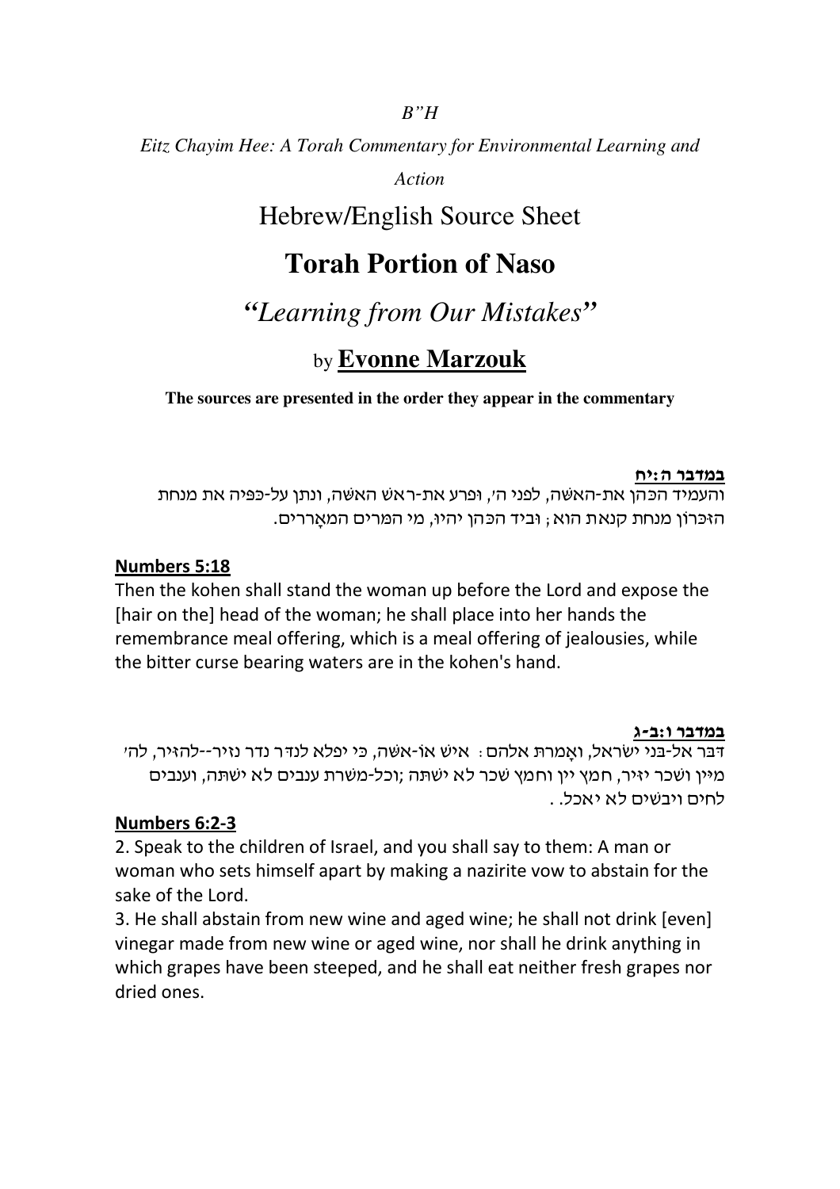*B"H*

*Eitz Chayim Hee: A Torah Commentary for Environmental Learning and Action*

Hebrew/English Source Sheet

# Torah Portion of Naso

## *"Learning from Our Mistakes"*

by **Evonne Marzouk**

**The sources are presented in the order they appear in the commentary**

**במדבר ה:יח**

והעמיד הכֹּהן את-האשּׁה, לפני ה', ופרע את-ראשׁ האשּׁה, ונתן על-כּפּיה את מנחת הזּכּרון מנחת קנאת הוא; וּביד הכֹּהן יהיוּ, מי המּרים המאָררים.

**Numbers 5:18**

Then the kohen shall stand the woman up before the Lord and expose the [hair on the] head of the woman; he shall place into her hands the remembrance meal offering, which is a meal offering of jealousies, while the bitter curse bearing waters are in the kohen's hand.

**במדבר ו:ב-ג**

דּבּר אל-בּני ישׂראל, ואָמרתּ אלהם: אישׁ אוֹ-אשּׁה, כּי יפלא לנדּר נדר נזיר--להזּיר, לה' מיין ושׁכר יזּיר, חמץ יין וחמץ שׁכר לא ישׁתּה ;וכל-משׁרת ענבים לא ישׁתּה, וענבים לחים ויבשׁים לא יאכל. .

**Numbers 6:2-3**

2. Speak to the children of Israel, and you shall say to them: A man or woman who sets himself apart by making a nazirite vow to abstain for the sake of the Lord.

3. He shall abstain from new wine and aged wine; he shall not drink [even] vinegar made from new wine or aged wine, nor shall he drink anything in which grapes have been steeped, and he shall eat neither fresh grapes nor dried ones.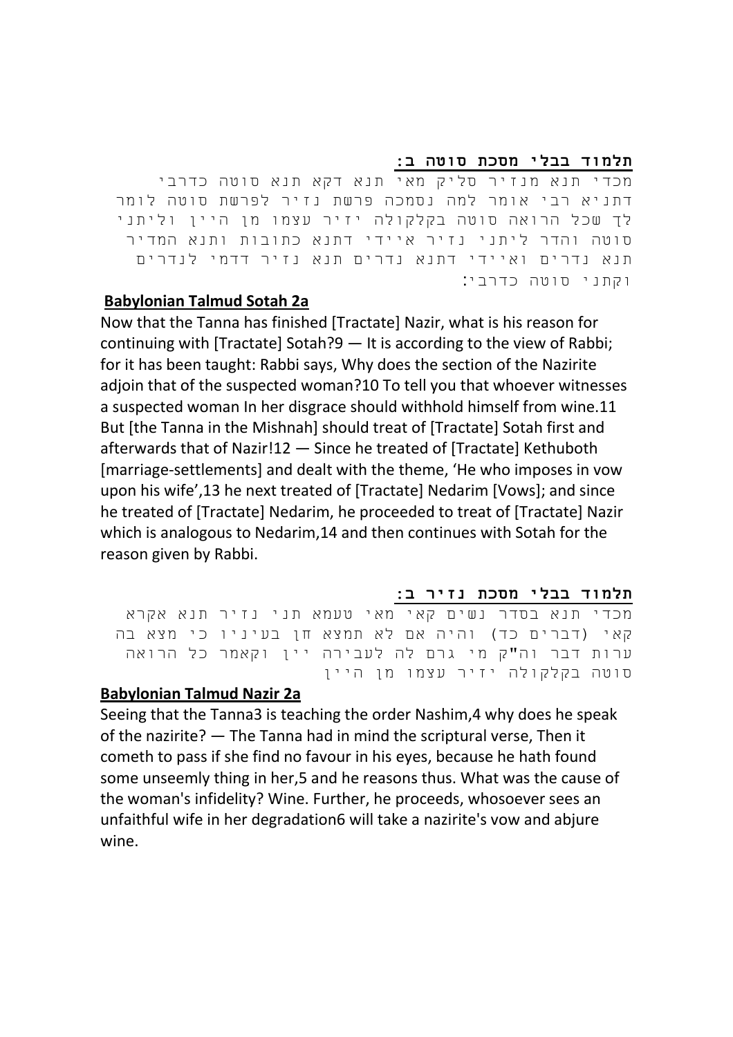**תלמוד בבלי מסכת סוטה ב:**

מכדי תנא מנזיר סליק מאי תנא דקא תנא סוטה כדרבי דתניא רבי אומר למה נסמכה פרשת נזיר לפרשת סוטה לומר לך שכל הרואה סוטה בקלקולה יזיר עצמו מן היין וליתני סוטה והדר ליתני נזיר איידי דתנא כתובות ותנא המדיר תנא נדרים ואיידי דתנא נדרים תנא נזיר דדמי לנדרים וקתני סוטה כדרבי:

**Babylonian Talmud Sotah 2a**

Now that the Tanna has finished [Tractate] Nazir, what is his reason for continuing with [Tractate] Sotah?9 — It is according to the view of Rabbi; for it has been taught: Rabbi says, Why does the section of the Nazirite adjoin that of the suspected woman?10 To tell you that whoever witnesses a suspected woman In her disgrace should withhold himself from wine.11 But [the Tanna in the Mishnah] should treat of [Tractate] Sotah first and afterwards that of Nazir!12 — Since he treated of [Tractate] Kethuboth [marriage-settlements] and dealt with the theme, 'He who imposes in vow upon his wife',13 he next treated of [Tractate] Nedarim [Vows]; and since he treated of [Tractate] Nedarim, he proceeded to treat of [Tractate] Nazir which is analogous to Nedarim,14 and then continues with Sotah for the reason given by Rabbi.

**תלמוד בבלי מסכת נזיר ב:**

מכדי תנא בסדר נשים קאי מאי טעמא תני נזיר תנא אקרא קאי (דברים כד) והיה אם לא תמצא חן בעיניו כי מצא בה ערות דבר וה"ק מי גרם לה לעבירה יין וקאמר כל הרואה סוטה בקלקולה יזיר עצמו מן היין

**Babylonian Talmud Nazir 2a**

Seeing that the Tanna3 is teaching the order Nashim,4 why does he speak of the nazirite? — The Tanna had in mind the scriptural verse, Then it cometh to pass if she find no favour in his eyes, because he hath found some unseemly thing in her,5 and he reasons thus. What was the cause of the woman's infidelity? Wine. Further, he proceeds, whosoever sees an unfaithful wife in her degradation6 will take a nazirite's vow and abjure wine.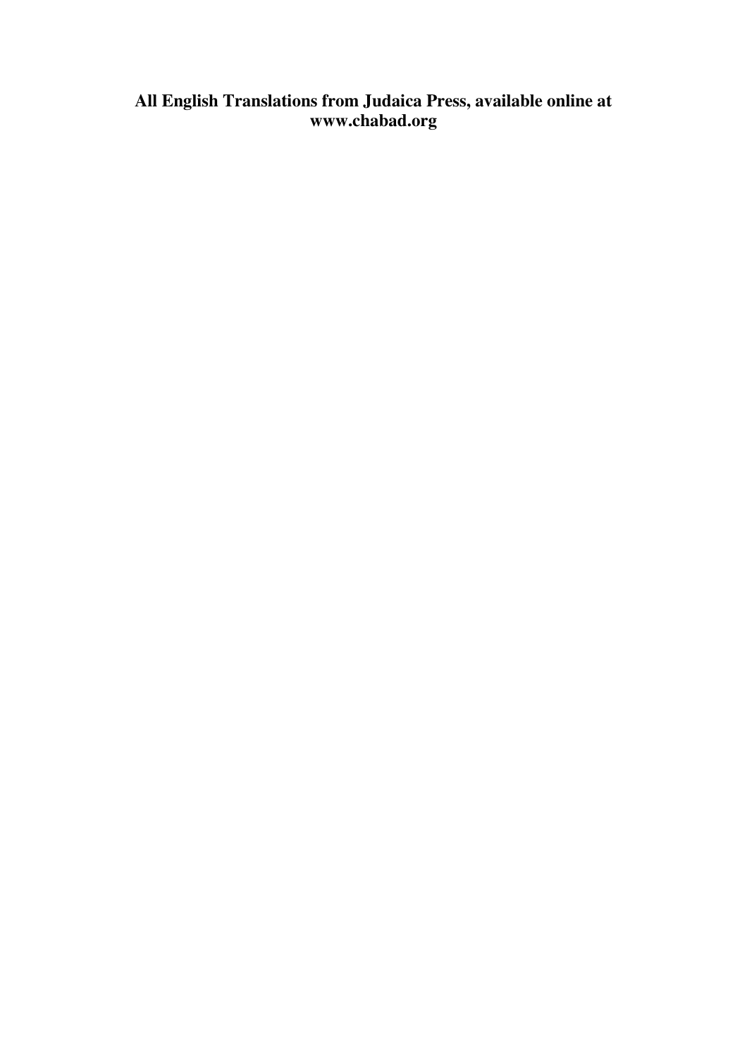**All English Translations from Judaica Press, available online at www.chabad.org**